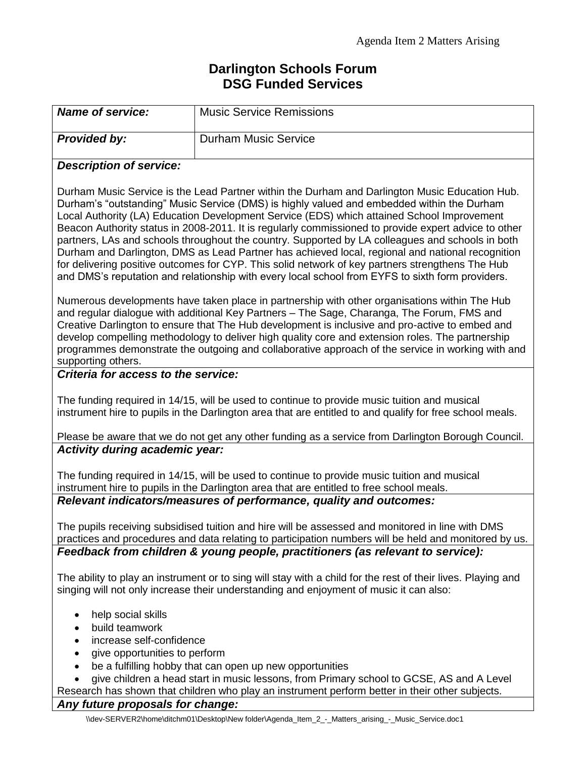Agenda Item 2 Matters Arising

# Darlington Schools Forum
# DSG Funded Services

| | |
|---|---|
| ***Name of service:*** | Music Service Remissions |
| ***Provided by:*** | Durham Music Service |

***Description of service:***

Durham Music Service is the Lead Partner within the Durham and Darlington Music Education Hub. Durham's "outstanding" Music Service (DMS) is highly valued and embedded within the Durham Local Authority (LA) Education Development Service (EDS) which attained School Improvement Beacon Authority status in 2008-2011. It is regularly commissioned to provide expert advice to other partners, LAs and schools throughout the country. Supported by LA colleagues and schools in both Durham and Darlington, DMS as Lead Partner has achieved local, regional and national recognition for delivering positive outcomes for CYP. This solid network of key partners strengthens The Hub and DMS's reputation and relationship with every local school from EYFS to sixth form providers.

Numerous developments have taken place in partnership with other organisations within The Hub and regular dialogue with additional Key Partners – The Sage, Charanga, The Forum, FMS and Creative Darlington to ensure that The Hub development is inclusive and pro-active to embed and develop compelling methodology to deliver high quality core and extension roles. The partnership programmes demonstrate the outgoing and collaborative approach of the service in working with and supporting others.

***Criteria for access to the service:***

The funding required in 14/15, will be used to continue to provide music tuition and musical instrument hire to pupils in the Darlington area that are entitled to and qualify for free school meals.

Please be aware that we do not get any other funding as a service from Darlington Borough Council.

***Activity during academic year:***

The funding required in 14/15, will be used to continue to provide music tuition and musical instrument hire to pupils in the Darlington area that are entitled to free school meals.

***Relevant indicators/measures of performance, quality and outcomes:***

The pupils receiving subsidised tuition and hire will be assessed and monitored in line with DMS practices and procedures and data relating to participation numbers will be held and monitored by us.

***Feedback from children & young people, practitioners (as relevant to service):***

The ability to play an instrument or to sing will stay with a child for the rest of their lives. Playing and singing will not only increase their understanding and enjoyment of music it can also:

- help social skills
- build teamwork
- increase self-confidence
- give opportunities to perform
- be a fulfilling hobby that can open up new opportunities
- give children a head start in music lessons, from Primary school to GCSE, AS and A Level

Research has shown that children who play an instrument perform better in their other subjects.

***Any future proposals for change:***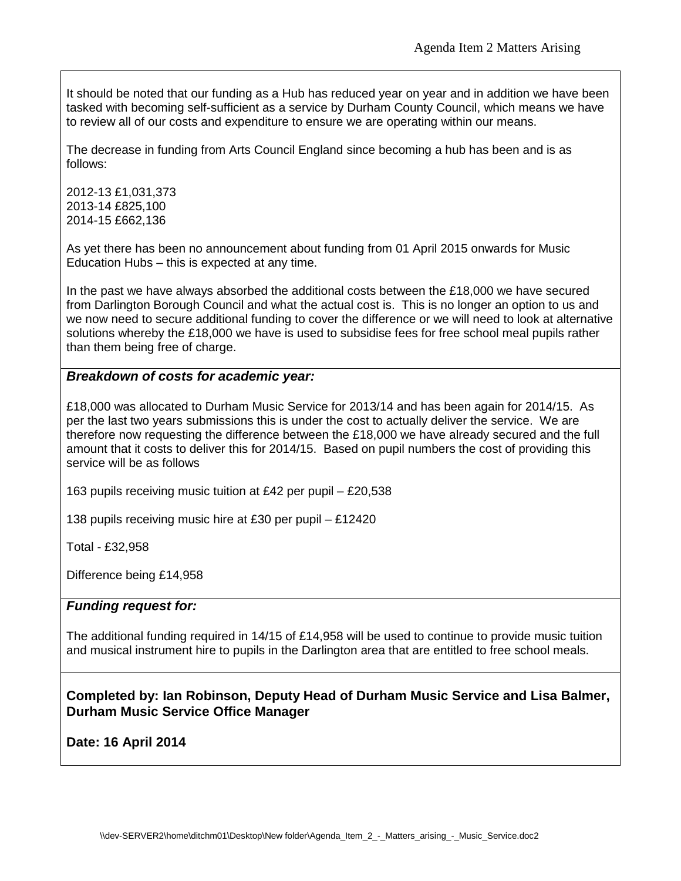It should be noted that our funding as a Hub has reduced year on year and in addition we have been tasked with becoming self-sufficient as a service by Durham County Council, which means we have to review all of our costs and expenditure to ensure we are operating within our means.

The decrease in funding from Arts Council England since becoming a hub has been and is as follows:

2012-13 £1,031,373
2013-14 £825,100
2014-15 £662,136

As yet there has been no announcement about funding from 01 April 2015 onwards for Music Education Hubs – this is expected at any time.

In the past we have always absorbed the additional costs between the £18,000 we have secured from Darlington Borough Council and what the actual cost is. This is no longer an option to us and we now need to secure additional funding to cover the difference or we will need to look at alternative solutions whereby the £18,000 we have is used to subsidise fees for free school meal pupils rather than them being free of charge.

***Breakdown of costs for academic year:***

£18,000 was allocated to Durham Music Service for 2013/14 and has been again for 2014/15. As per the last two years submissions this is under the cost to actually deliver the service. We are therefore now requesting the difference between the £18,000 we have already secured and the full amount that it costs to deliver this for 2014/15. Based on pupil numbers the cost of providing this service will be as follows

163 pupils receiving music tuition at £42 per pupil – £20,538

138 pupils receiving music hire at £30 per pupil – £12420

Total - £32,958

Difference being £14,958

***Funding request for:***

The additional funding required in 14/15 of £14,958 will be used to continue to provide music tuition and musical instrument hire to pupils in the Darlington area that are entitled to free school meals.

**Completed by: Ian Robinson, Deputy Head of Durham Music Service and Lisa Balmer, Durham Music Service Office Manager**

**Date: 16 April 2014**